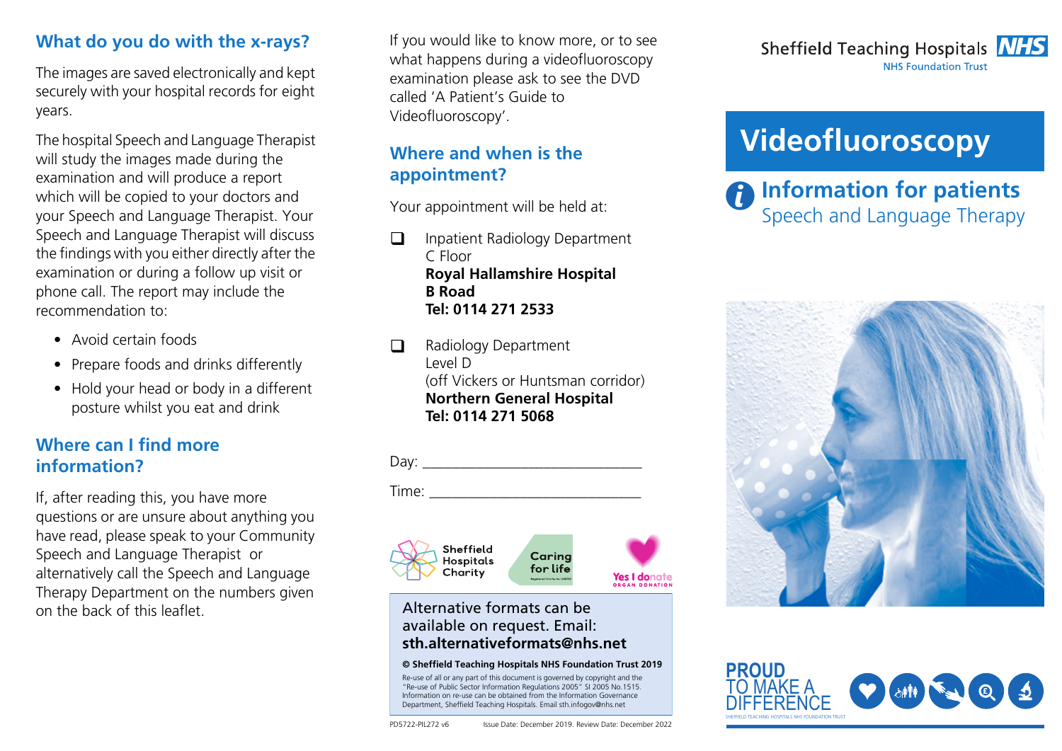## What do you do with the x-rays?

The images are saved electronically and kept securely with your hospital records for eight years.

The hospital Speech and Language Therapist will study the images made during the examination and will produce a report which will be copied to your doctors and your Speech and Language Therapist. Your Speech and Language Therapist will discuss the findings with you either directly after the examination or during a follow up visit or phone call. The report may include the recommendation to:

- Avoid certain foods
- Prepare foods and drinks differently
- Hold your head or body in a different posture whilst you eat and drink

## Where can I find more information?

If, after reading this, you have more questions or are unsure about anything you have read, please speak to your Community Speech and Language Therapist or alternatively call the Speech and Language Therapy Department on the numbers given on the back of this leaflet.

If you would like to know more, or to see what happens during a videofluoroscopy examination please ask to see the DVD called 'A Patient's Guide to Videofluoroscopy'.

## Where and when is the appointment?

Your appointment will be held at:

- ☐ Inpatient Radiology Department
  C Floor
  **Royal Hallamshire Hospital**
  **B Road**
  **Tel: 0114 271 2533**

- ☐ Radiology Department
  Level D
  (off Vickers or Huntsman corridor)
  **Northern General Hospital**
  **Tel: 0114 271 5068**

Day: ______________________________

Time: _____________________________

Sheffield Hospitals Charity | Caring for life | Yes I donate ORGAN DONATION

Alternative formats can be available on request. Email: **sth.alternativeformats@nhs.net**

**© Sheffield Teaching Hospitals NHS Foundation Trust 2019**

Re-use of all or any part of this document is governed by copyright and the "Re-use of Public Sector Information Regulations 2005" SI 2005 No.1515. Information on re-use can be obtained from the Information Governance Department, Sheffield Teaching Hospitals. Email sth.infogov@nhs.net

PD5722-PIL272 v6 Issue Date: December 2019. Review Date: December 2022

Sheffield Teaching Hospitals NHS
NHS Foundation Trust

# Videofluoroscopy

## Information for patients
Speech and Language Therapy

PROUD TO MAKE A DIFFERENCE
SHEFFIELD TEACHING HOSPITALS NHS FOUNDATION TRUST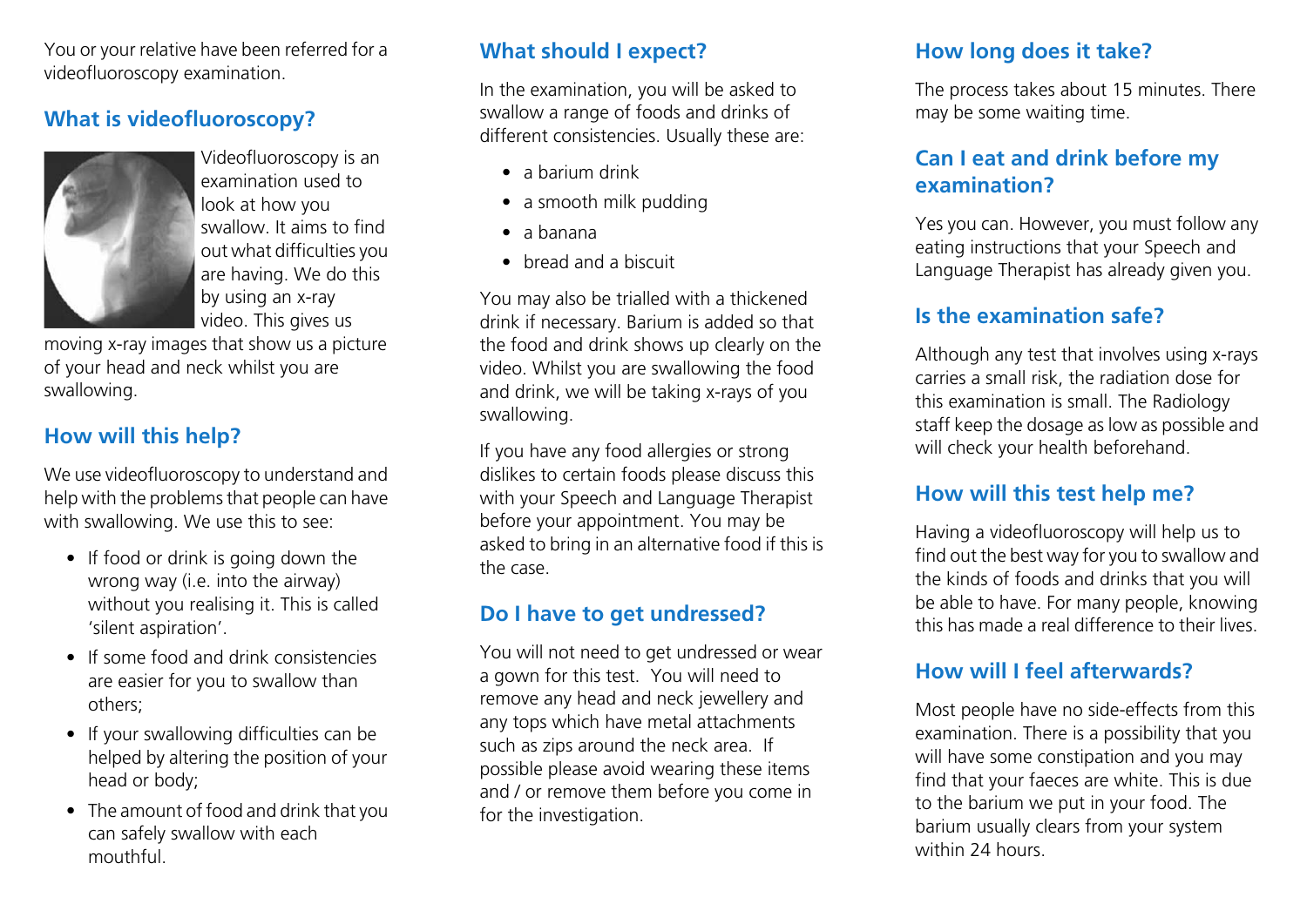You or your relative have been referred for a videofluoroscopy examination.

## What is videofluoroscopy?

Videofluoroscopy is an examination used to look at how you swallow. It aims to find out what difficulties you are having. We do this by using an x-ray video. This gives us moving x-ray images that show us a picture of your head and neck whilst you are swallowing.

## How will this help?

We use videofluoroscopy to understand and help with the problems that people can have with swallowing. We use this to see:

- If food or drink is going down the wrong way (i.e. into the airway) without you realising it. This is called 'silent aspiration'.
- If some food and drink consistencies are easier for you to swallow than others;
- If your swallowing difficulties can be helped by altering the position of your head or body;
- The amount of food and drink that you can safely swallow with each mouthful.

## What should I expect?

In the examination, you will be asked to swallow a range of foods and drinks of different consistencies. Usually these are:

- a barium drink
- a smooth milk pudding
- a banana
- bread and a biscuit

You may also be trialled with a thickened drink if necessary. Barium is added so that the food and drink shows up clearly on the video. Whilst you are swallowing the food and drink, we will be taking x-rays of you swallowing.

If you have any food allergies or strong dislikes to certain foods please discuss this with your Speech and Language Therapist before your appointment. You may be asked to bring in an alternative food if this is the case.

## Do I have to get undressed?

You will not need to get undressed or wear a gown for this test. You will need to remove any head and neck jewellery and any tops which have metal attachments such as zips around the neck area. If possible please avoid wearing these items and / or remove them before you come in for the investigation.

## How long does it take?

The process takes about 15 minutes. There may be some waiting time.

## Can I eat and drink before my examination?

Yes you can. However, you must follow any eating instructions that your Speech and Language Therapist has already given you.

## Is the examination safe?

Although any test that involves using x-rays carries a small risk, the radiation dose for this examination is small. The Radiology staff keep the dosage as low as possible and will check your health beforehand.

## How will this test help me?

Having a videofluoroscopy will help us to find out the best way for you to swallow and the kinds of foods and drinks that you will be able to have. For many people, knowing this has made a real difference to their lives.

## How will I feel afterwards?

Most people have no side-effects from this examination. There is a possibility that you will have some constipation and you may find that your faeces are white. This is due to the barium we put in your food. The barium usually clears from your system within 24 hours.